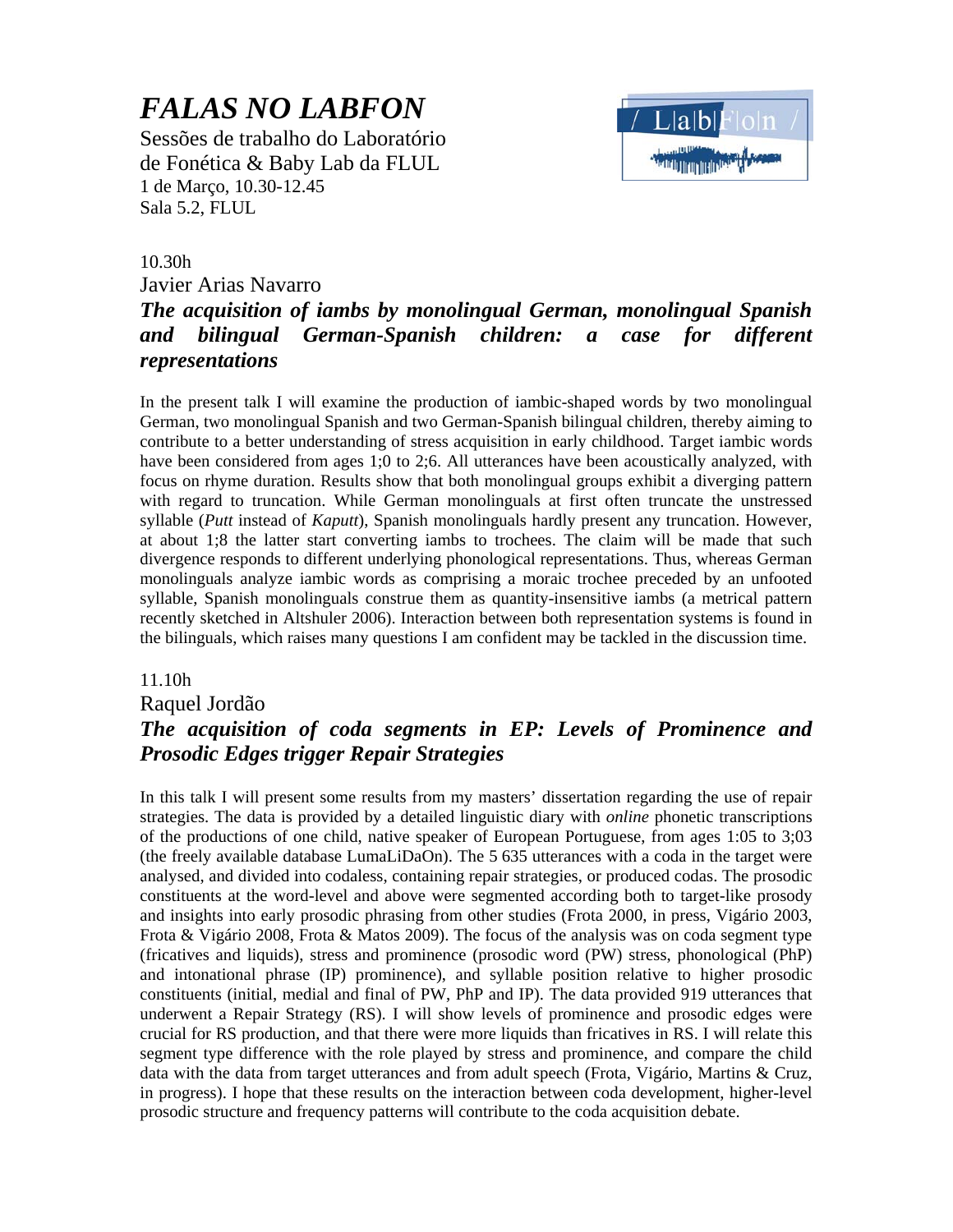# *FALAS NO LABFON*

Sessões de trabalho do Laboratório de Fonética & Baby Lab da FLUL
1 de Março, 10.30-12.45
Sala 5.2, FLUL

10.30h

Javier Arias Navarro

### *The acquisition of iambs by monolingual German, monolingual Spanish and bilingual German-Spanish children: a case for different representations*

In the present talk I will examine the production of iambic-shaped words by two monolingual German, two monolingual Spanish and two German-Spanish bilingual children, thereby aiming to contribute to a better understanding of stress acquisition in early childhood. Target iambic words have been considered from ages 1;0 to 2;6. All utterances have been acoustically analyzed, with focus on rhyme duration. Results show that both monolingual groups exhibit a diverging pattern with regard to truncation. While German monolinguals at first often truncate the unstressed syllable (*Putt* instead of *Kaputt*), Spanish monolinguals hardly present any truncation. However, at about 1;8 the latter start converting iambs to trochees. The claim will be made that such divergence responds to different underlying phonological representations. Thus, whereas German monolinguals analyze iambic words as comprising a moraic trochee preceded by an unfooted syllable, Spanish monolinguals construe them as quantity-insensitive iambs (a metrical pattern recently sketched in Altshuler 2006). Interaction between both representation systems is found in the bilinguals, which raises many questions I am confident may be tackled in the discussion time.

11.10h

Raquel Jordão

### *The acquisition of coda segments in EP: Levels of Prominence and Prosodic Edges trigger Repair Strategies*

In this talk I will present some results from my masters' dissertation regarding the use of repair strategies. The data is provided by a detailed linguistic diary with *online* phonetic transcriptions of the productions of one child, native speaker of European Portuguese, from ages 1:05 to 3;03 (the freely available database LumaLiDaOn). The 5 635 utterances with a coda in the target were analysed, and divided into codaless, containing repair strategies, or produced codas. The prosodic constituents at the word-level and above were segmented according both to target-like prosody and insights into early prosodic phrasing from other studies (Frota 2000, in press, Vigário 2003, Frota & Vigário 2008, Frota & Matos 2009). The focus of the analysis was on coda segment type (fricatives and liquids), stress and prominence (prosodic word (PW) stress, phonological (PhP) and intonational phrase (IP) prominence), and syllable position relative to higher prosodic constituents (initial, medial and final of PW, PhP and IP). The data provided 919 utterances that underwent a Repair Strategy (RS). I will show levels of prominence and prosodic edges were crucial for RS production, and that there were more liquids than fricatives in RS. I will relate this segment type difference with the role played by stress and prominence, and compare the child data with the data from target utterances and from adult speech (Frota, Vigário, Martins & Cruz, in progress). I hope that these results on the interaction between coda development, higher-level prosodic structure and frequency patterns will contribute to the coda acquisition debate.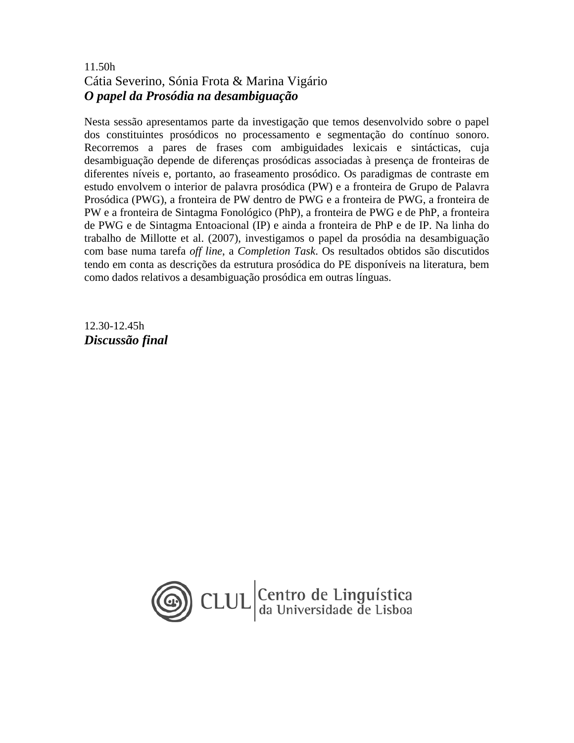11.50h

Cátia Severino, Sónia Frota & Marina Vigário

***O papel da Prosódia na desambiguação***

Nesta sessão apresentamos parte da investigação que temos desenvolvido sobre o papel dos constituintes prosódicos no processamento e segmentação do contínuo sonoro. Recorremos a pares de frases com ambiguidades lexicais e sintácticas, cuja desambiguação depende de diferenças prosódicas associadas à presença de fronteiras de diferentes níveis e, portanto, ao fraseamento prosódico. Os paradigmas de contraste em estudo envolvem o interior de palavra prosódica (PW) e a fronteira de Grupo de Palavra Prosódica (PWG), a fronteira de PW dentro de PWG e a fronteira de PWG, a fronteira de PW e a fronteira de Sintagma Fonológico (PhP), a fronteira de PWG e de PhP, a fronteira de PWG e de Sintagma Entoacional (IP) e ainda a fronteira de PhP e de IP. Na linha do trabalho de Millotte et al. (2007), investigamos o papel da prosódia na desambiguação com base numa tarefa *off line*, a *Completion Task*. Os resultados obtidos são discutidos tendo em conta as descrições da estrutura prosódica do PE disponíveis na literatura, bem como dados relativos a desambiguação prosódica em outras línguas.

12.30-12.45h

***Discussão final***

CLUL | Centro de Linguística da Universidade de Lisboa